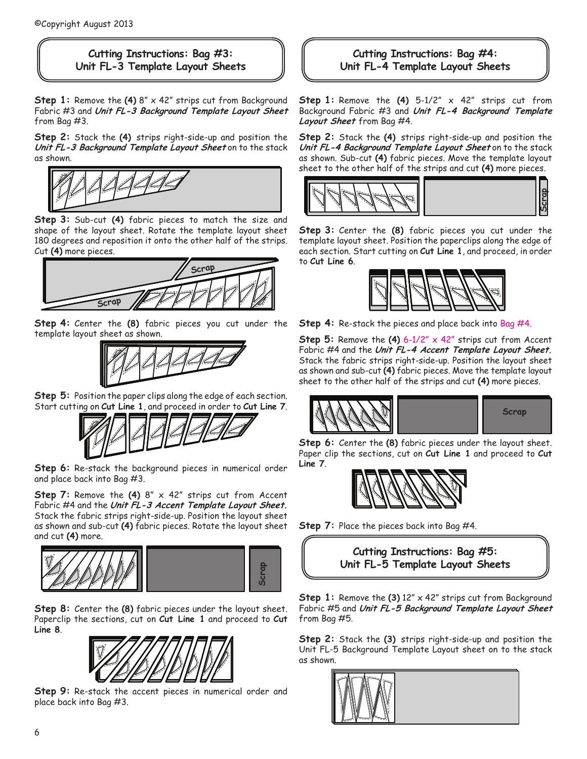©Copyright August 2013

## Cutting Instructions: Bag #3: Unit FL-3 Template Layout Sheets

**Step 1:** Remove the **(4)** 8" x 42" strips cut from Background Fabric #3 and ***Unit FL-3 Background Template Layout Sheet*** from Bag #3.

**Step 2:** Stack the **(4)** strips right-side-up and position the ***Unit FL-3 Background Template Layout Sheet*** on to the stack as shown.

**Step 3:** Sub-cut **(4)** fabric pieces to match the size and shape of the layout sheet. Rotate the template layout sheet 180 degrees and reposition it onto the other half of the strips. Cut **(4)** more pieces.

Scrap

Scrap

**Step 4:** Center the **(8)** fabric pieces you cut under the template layout sheet as shown.

**Step 5:** Position the paper clips along the edge of each section. Start cutting on **Cut Line 1**, and proceed in order to **Cut Line 7**.

**Step 6:** Re-stack the background pieces in numerical order and place back into Bag #3.

**Step 7:** Remove the **(4)** 8" x 42" strips cut from Accent Fabric #4 and the ***Unit FL-3 Accent Template Layout Sheet***. Stack the fabric strips right-side-up. Position the layout sheet as shown and sub-cut **(4)** fabric pieces. Rotate the layout sheet and cut **(4)** more.

Scrap

**Step 8:** Center the **(8)** fabric pieces under the layout sheet. Paperclip the sections, cut on **Cut Line 1** and proceed to **Cut Line 8**.

**Step 9:** Re-stack the accent pieces in numerical order and place back into Bag #3.

## Cutting Instructions: Bag #4: Unit FL-4 Template Layout Sheets

**Step 1:** Remove the **(4)** 5-1/2" x 42" strips cut from Background Fabric #3 and ***Unit FL-4 Background Template Layout Sheet*** from Bag #4.

**Step 2:** Stack the **(4)** strips right-side-up and position the ***Unit FL-4 Background Template Layout Sheet*** on to the stack as shown. Sub-cut **(4)** fabric pieces. Move the template layout sheet to the other half of the strips and cut **(4)** more pieces.

Scrap

**Step 3:** Center the **(8)** fabric pieces you cut under the template layout sheet. Position the paperclips along the edge of each section. Start cutting on **Cut Line 1**, and proceed, in order to **Cut Line 6**.

**Step 4:** Re-stack the pieces and place back into Bag #4.

**Step 5:** Remove the **(4)** 6-1/2" x 42" strips cut from Accent Fabric #4 and the ***Unit FL-4 Accent Template Layout Sheet***. Stack the fabric strips right-side-up. Position the layout sheet as shown and sub-cut **(4)** fabric pieces. Move the template layout sheet to the other half of the strips and cut **(4)** more pieces.

Scrap

**Step 6:** Center the **(8)** fabric pieces under the layout sheet. Paper clip the sections, cut on **Cut Line 1** and proceed to **Cut Line 7**.

**Step 7:** Place the pieces back into Bag #4.

## Cutting Instructions: Bag #5: Unit FL-5 Template Layout Sheets

**Step 1:** Remove the **(3)** 12" x 42" strips cut from Background Fabric #5 and ***Unit FL-5 Background Template Layout Sheet*** from Bag #5.

**Step 2:** Stack the **(3)** strips right-side-up and position the Unit FL-5 Background Template Layout sheet on to the stack as shown.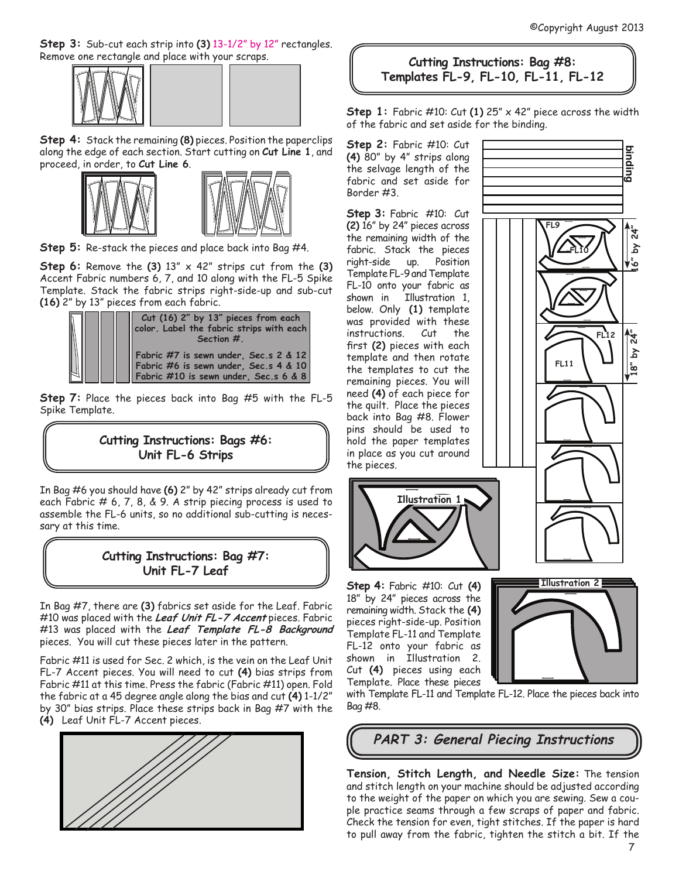**Step 3:** Sub-cut each strip into **(3)** 13-1/2" by 12" rectangles. Remove one rectangle and place with your scraps.

**Step 4:** Stack the remaining **(8)** pieces. Position the paperclips along the edge of each section. Start cutting on **Cut Line 1**, and proceed, in order, to **Cut Line 6**.

**Step 5:** Re-stack the pieces and place back into Bag #4.

**Step 6:** Remove the **(3)** 13" x 42" strips cut from the **(3)** Accent Fabric numbers 6, 7, and 10 along with the FL-5 Spike Template. Stack the fabric strips right-side-up and sub-cut **(16)** 2" by 13" pieces from each fabric.

**Cut (16) 2" by 13" pieces from each color. Label the fabric strips with each Section #.**

**Fabric #7 is sewn under, Sec.s 2 & 12**
**Fabric #6 is sewn under, Sec.s 4 & 10**
**Fabric #10 is sewn under, Sec.s 6 & 8**

**Step 7:** Place the pieces back into Bag #5 with the FL-5 Spike Template.

## Cutting Instructions: Bags #6: Unit FL-6 Strips

In Bag #6 you should have **(6)** 2" by 42" strips already cut from each Fabric # 6, 7, 8, & 9. A strip piecing process is used to assemble the FL-6 units, so no additional sub-cutting is necessary at this time.

## Cutting Instructions: Bag #7: Unit FL-7 Leaf

In Bag #7, there are **(3)** fabrics set aside for the Leaf. Fabric #10 was placed with the ***Leaf Unit FL-7 Accent*** pieces. Fabric #13 was placed with the ***Leaf Template FL-8 Background*** pieces. You will cut these pieces later in the pattern.

Fabric #11 is used for Sec. 2 which, is the vein on the Leaf Unit FL-7 Accent pieces. You will need to cut **(4)** bias strips from Fabric #11 at this time. Press the fabric (Fabric #11) open. Fold the fabric at a 45 degree angle along the bias and cut **(4)** 1-1/2" by 30" bias strips. Place these strips back in Bag #7 with the **(4)** Leaf Unit FL-7 Accent pieces.

## Cutting Instructions: Bag #8: Templates FL-9, FL-10, FL-11, FL-12

**Step 1:** Fabric #10: Cut **(1)** 25" x 42" piece across the width of the fabric and set aside for the binding.

**Step 2:** Fabric #10: Cut **(4)** 80" by 4" strips along the selvage length of the fabric and set aside for Border #3.

**Step 3:** Fabric #10: Cut **(2)** 16" by 24" pieces across the remaining width of the fabric. Stack the pieces right-side up. Position Template FL-9 and Template FL-10 onto your fabric as shown in Illustration 1, below. Only **(1)** template was provided with these instructions. Cut the first **(2)** pieces with each template and then rotate the templates to cut the remaining pieces. You will need **(4)** of each piece for the quilt. Place the pieces back into Bag #8. Flower pins should be used to hold the paper templates in place as you cut around the pieces.

binding

FL9

FL10

16" by 24"

FL12

FL11

18" by 24"

Illustration 1

**Step 4:** Fabric #10: Cut **(4)** 18" by 24" pieces across the remaining width. Stack the **(4)** pieces right-side-up. Position Template FL-11 and Template FL-12 onto your fabric as shown in Illustration 2. Cut **(4)** pieces using each Template. Place these pieces with Template FL-11 and Template FL-12. Place the pieces back into Bag #8.

Illustration 2

## *PART 3: General Piecing Instructions*

**Tension, Stitch Length, and Needle Size:** The tension and stitch length on your machine should be adjusted according to the weight of the paper on which you are sewing. Sew a couple practice seams through a few scraps of paper and fabric. Check the tension for even, tight stitches. If the paper is hard to pull away from the fabric, tighten the stitch a bit. If the